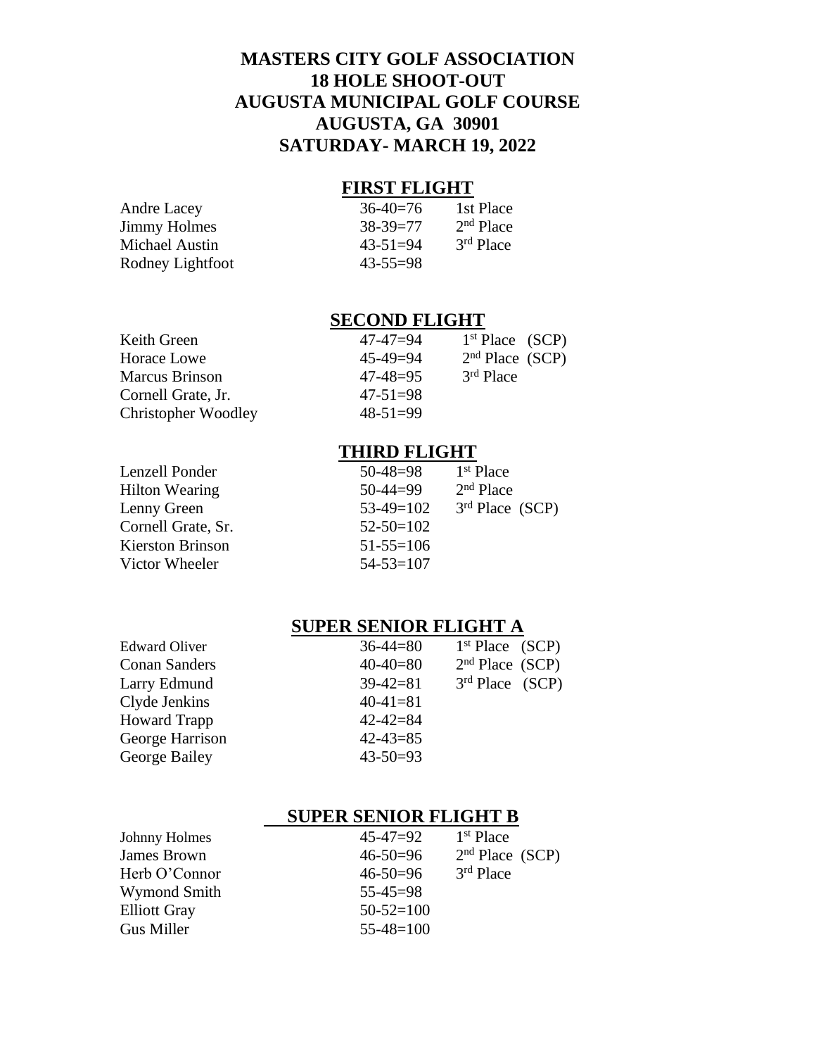# MASTERS CITY GOLF ASSOCIATION
# 18 HOLE SHOOT-OUT
# AUGUSTA MUNICIPAL GOLF COURSE
# AUGUSTA, GA 30901
# SATURDAY- MARCH 19, 2022

## FIRST FLIGHT

| | | |
|---|---|---|
| Andre Lacey | 36-40=76 | 1st Place |
| Jimmy Holmes | 38-39=77 | 2nd Place |
| Michael Austin | 43-51=94 | 3rd Place |
| Rodney Lightfoot | 43-55=98 | |

## SECOND FLIGHT

| | | |
|---|---|---|
| Keith Green | 47-47=94 | 1st Place (SCP) |
| Horace Lowe | 45-49=94 | 2nd Place (SCP) |
| Marcus Brinson | 47-48=95 | 3rd Place |
| Cornell Grate, Jr. | 47-51=98 | |
| Christopher Woodley | 48-51=99 | |

## THIRD FLIGHT

| | | |
|---|---|---|
| Lenzell Ponder | 50-48=98 | 1st Place |
| Hilton Wearing | 50-44=99 | 2nd Place |
| Lenny Green | 53-49=102 | 3rd Place (SCP) |
| Cornell Grate, Sr. | 52-50=102 | |
| Kierston Brinson | 51-55=106 | |
| Victor Wheeler | 54-53=107 | |

## SUPER SENIOR FLIGHT A

| | | |
|---|---|---|
| Edward Oliver | 36-44=80 | 1st Place (SCP) |
| Conan Sanders | 40-40=80 | 2nd Place (SCP) |
| Larry Edmund | 39-42=81 | 3rd Place (SCP) |
| Clyde Jenkins | 40-41=81 | |
| Howard Trapp | 42-42=84 | |
| George Harrison | 42-43=85 | |
| George Bailey | 43-50=93 | |

## SUPER SENIOR FLIGHT B

| | | |
|---|---|---|
| Johnny Holmes | 45-47=92 | 1st Place |
| James Brown | 46-50=96 | 2nd Place (SCP) |
| Herb O'Connor | 46-50=96 | 3rd Place |
| Wymond Smith | 55-45=98 | |
| Elliott Gray | 50-52=100 | |
| Gus Miller | 55-48=100 | |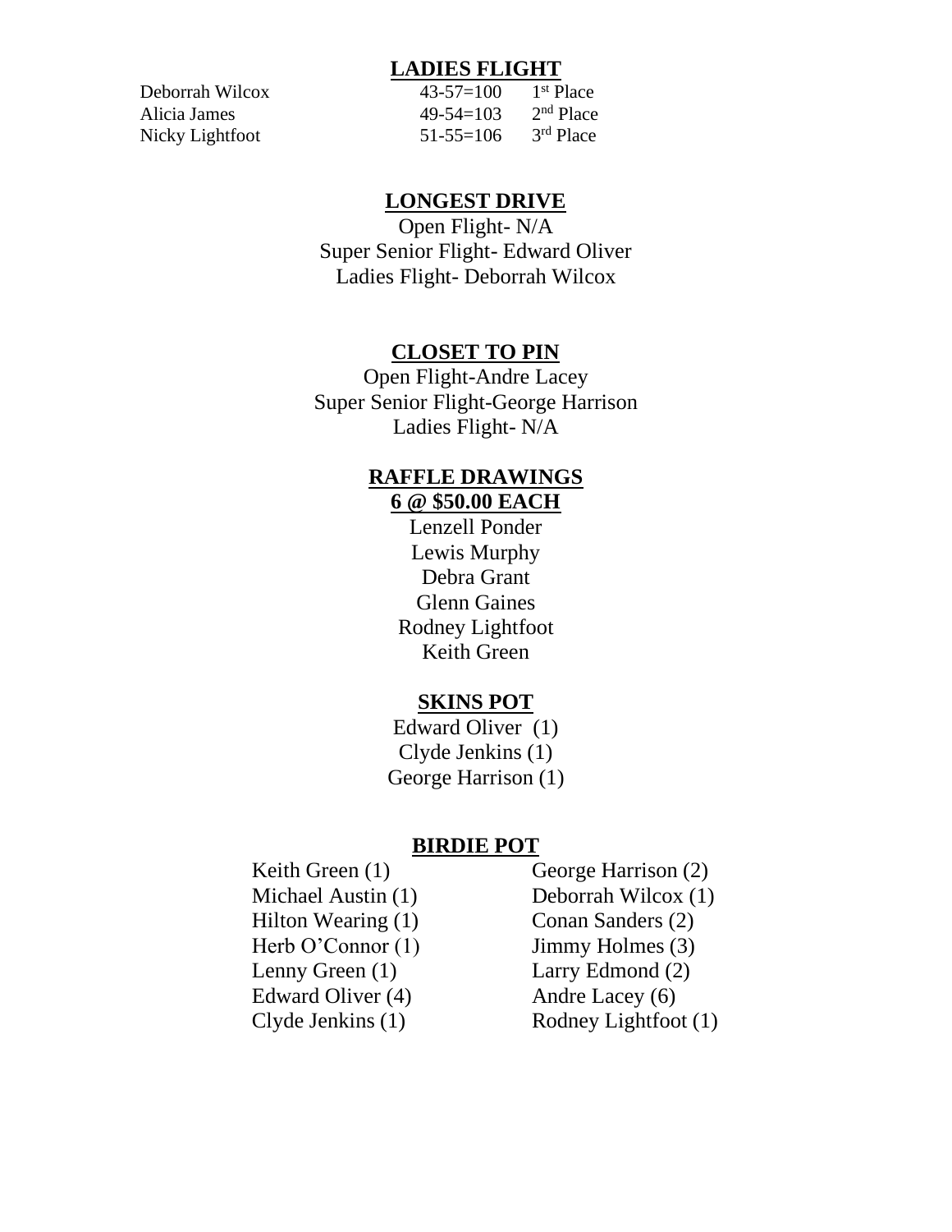## LADIES FLIGHT

| | | |
|---|---|---|
| Deborrah Wilcox | 43-57=100 | 1st Place |
| Alicia James | 49-54=103 | 2nd Place |
| Nicky Lightfoot | 51-55=106 | 3rd Place |

## LONGEST DRIVE

Open Flight- N/A
Super Senior Flight- Edward Oliver
Ladies Flight- Deborrah Wilcox

## CLOSET TO PIN

Open Flight-Andre Lacey
Super Senior Flight-George Harrison
Ladies Flight- N/A

## RAFFLE DRAWINGS

**6 @ $50.00 EACH**

Lenzell Ponder
Lewis Murphy
Debra Grant
Glenn Gaines
Rodney Lightfoot
Keith Green

## SKINS POT

Edward Oliver (1)
Clyde Jenkins (1)
George Harrison (1)

## BIRDIE POT

| | |
|---|---|
| Keith Green (1) | George Harrison (2) |
| Michael Austin (1) | Deborrah Wilcox (1) |
| Hilton Wearing (1) | Conan Sanders (2) |
| Herb O'Connor (1) | Jimmy Holmes (3) |
| Lenny Green (1) | Larry Edmond (2) |
| Edward Oliver (4) | Andre Lacey (6) |
| Clyde Jenkins (1) | Rodney Lightfoot (1) |